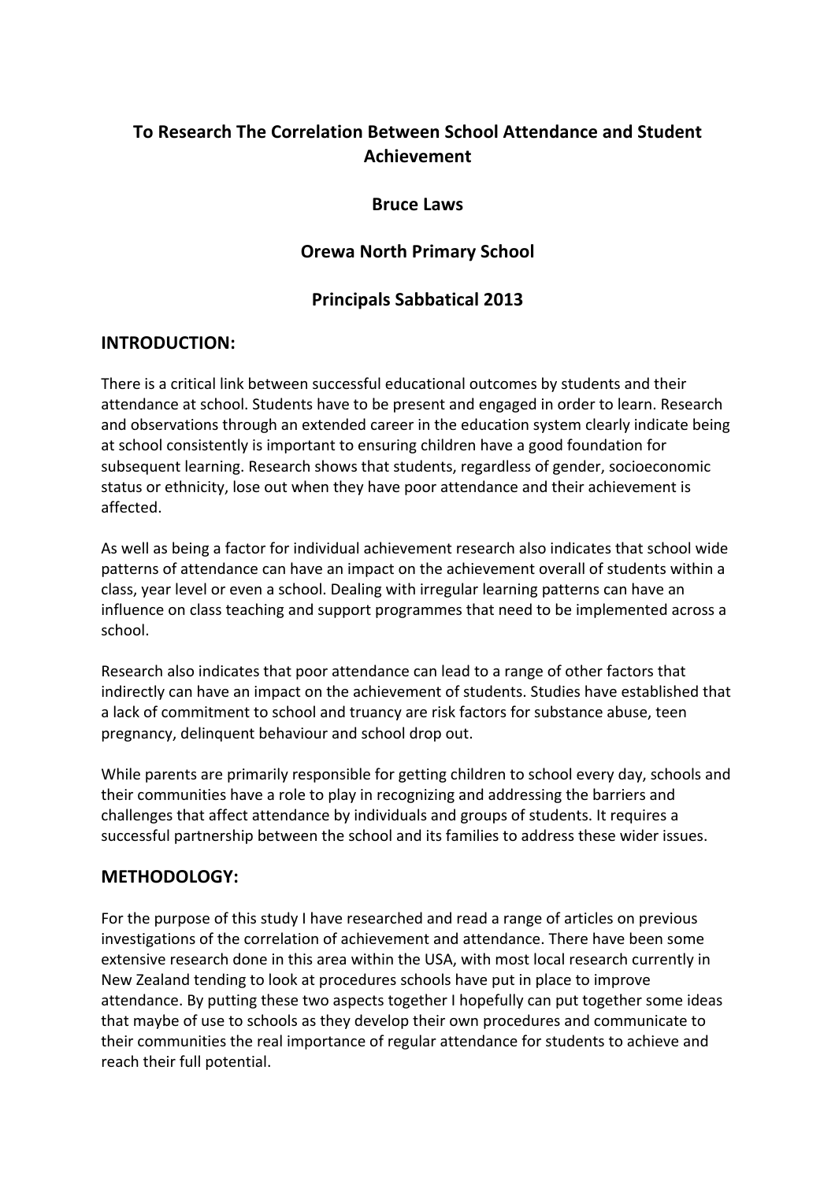# To Research The Correlation Between School Attendance and Student Achievement

**Bruce Laws**

**Orewa North Primary School**

**Principals Sabbatical 2013**

## INTRODUCTION:

There is a critical link between successful educational outcomes by students and their attendance at school. Students have to be present and engaged in order to learn. Research and observations through an extended career in the education system clearly indicate being at school consistently is important to ensuring children have a good foundation for subsequent learning. Research shows that students, regardless of gender, socioeconomic status or ethnicity, lose out when they have poor attendance and their achievement is affected.

As well as being a factor for individual achievement research also indicates that school wide patterns of attendance can have an impact on the achievement overall of students within a class, year level or even a school. Dealing with irregular learning patterns can have an influence on class teaching and support programmes that need to be implemented across a school.

Research also indicates that poor attendance can lead to a range of other factors that indirectly can have an impact on the achievement of students. Studies have established that a lack of commitment to school and truancy are risk factors for substance abuse, teen pregnancy, delinquent behaviour and school drop out.

While parents are primarily responsible for getting children to school every day, schools and their communities have a role to play in recognizing and addressing the barriers and challenges that affect attendance by individuals and groups of students. It requires a successful partnership between the school and its families to address these wider issues.

## METHODOLOGY:

For the purpose of this study I have researched and read a range of articles on previous investigations of the correlation of achievement and attendance. There have been some extensive research done in this area within the USA, with most local research currently in New Zealand tending to look at procedures schools have put in place to improve attendance. By putting these two aspects together I hopefully can put together some ideas that maybe of use to schools as they develop their own procedures and communicate to their communities the real importance of regular attendance for students to achieve and reach their full potential.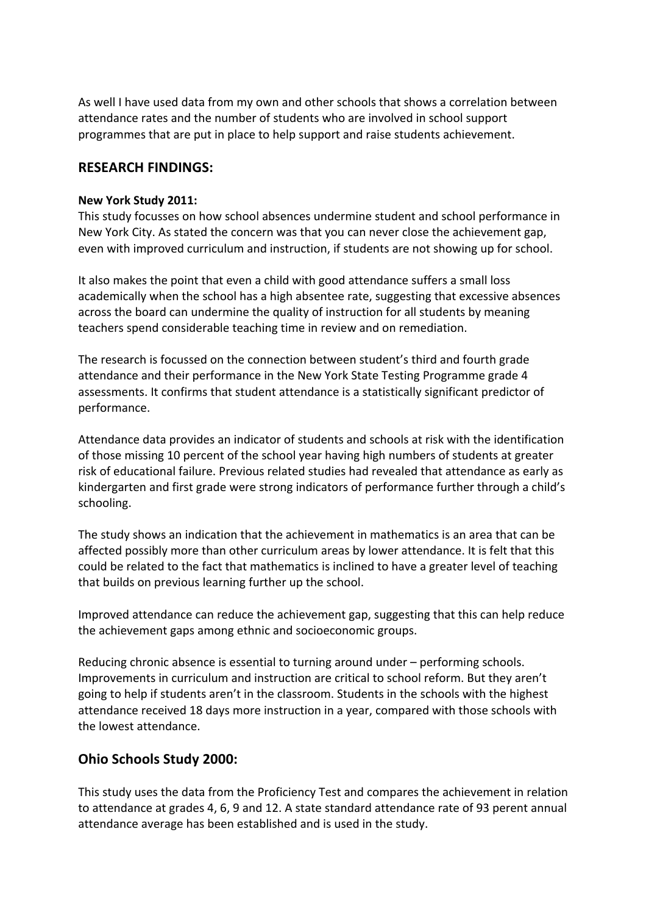As well I have used data from my own and other schools that shows a correlation between attendance rates and the number of students who are involved in school support programmes that are put in place to help support and raise students achievement.

## RESEARCH FINDINGS:

**New York Study 2011:**
This study focusses on how school absences undermine student and school performance in New York City. As stated the concern was that you can never close the achievement gap, even with improved curriculum and instruction, if students are not showing up for school.

It also makes the point that even a child with good attendance suffers a small loss academically when the school has a high absentee rate, suggesting that excessive absences across the board can undermine the quality of instruction for all students by meaning teachers spend considerable teaching time in review and on remediation.

The research is focussed on the connection between student's third and fourth grade attendance and their performance in the New York State Testing Programme grade 4 assessments. It confirms that student attendance is a statistically significant predictor of performance.

Attendance data provides an indicator of students and schools at risk with the identification of those missing 10 percent of the school year having high numbers of students at greater risk of educational failure. Previous related studies had revealed that attendance as early as kindergarten and first grade were strong indicators of performance further through a child's schooling.

The study shows an indication that the achievement in mathematics is an area that can be affected possibly more than other curriculum areas by lower attendance. It is felt that this could be related to the fact that mathematics is inclined to have a greater level of teaching that builds on previous learning further up the school.

Improved attendance can reduce the achievement gap, suggesting that this can help reduce the achievement gaps among ethnic and socioeconomic groups.

Reducing chronic absence is essential to turning around under – performing schools. Improvements in curriculum and instruction are critical to school reform. But they aren't going to help if students aren't in the classroom. Students in the schools with the highest attendance received 18 days more instruction in a year, compared with those schools with the lowest attendance.

## Ohio Schools Study 2000:

This study uses the data from the Proficiency Test and compares the achievement in relation to attendance at grades 4, 6, 9 and 12. A state standard attendance rate of 93 perent annual attendance average has been established and is used in the study.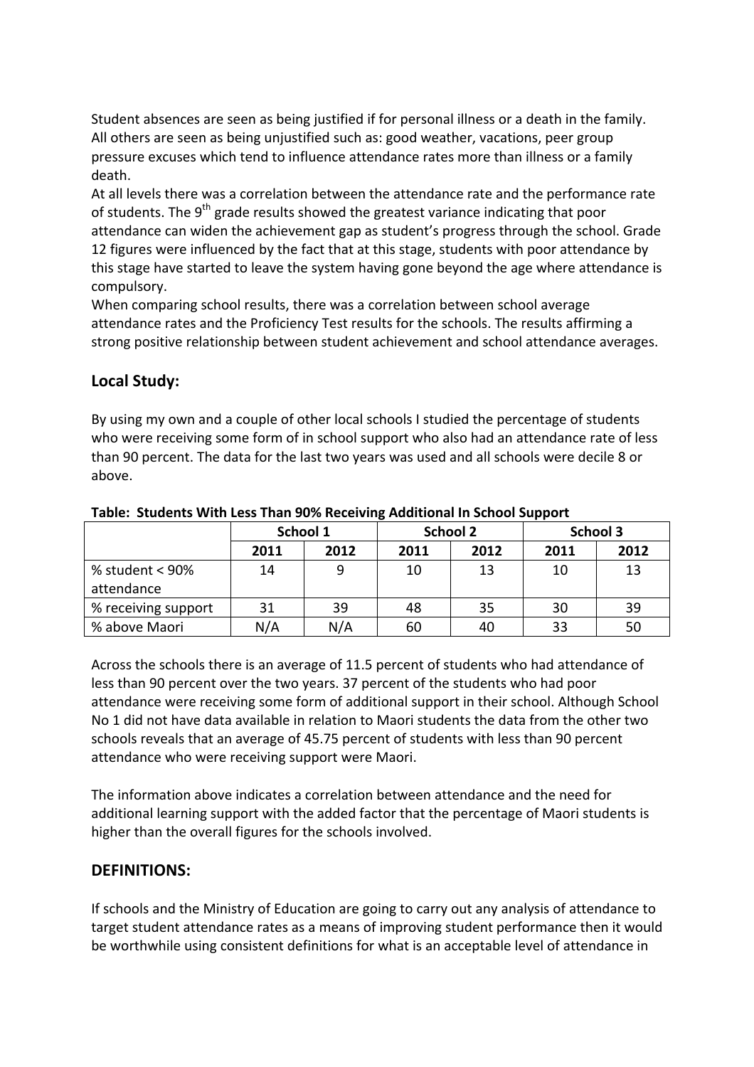Student absences are seen as being justified if for personal illness or a death in the family. All others are seen as being unjustified such as: good weather, vacations, peer group pressure excuses which tend to influence attendance rates more than illness or a family death.

At all levels there was a correlation between the attendance rate and the performance rate of students. The 9th grade results showed the greatest variance indicating that poor attendance can widen the achievement gap as student's progress through the school. Grade 12 figures were influenced by the fact that at this stage, students with poor attendance by this stage have started to leave the system having gone beyond the age where attendance is compulsory.

When comparing school results, there was a correlation between school average attendance rates and the Proficiency Test results for the schools. The results affirming a strong positive relationship between student achievement and school attendance averages.

## Local Study:

By using my own and a couple of other local schools I studied the percentage of students who were receiving some form of in school support who also had an attendance rate of less than 90 percent. The data for the last two years was used and all schools were decile 8 or above.

**Table: Students With Less Than 90% Receiving Additional In School Support**

| | School 1 | | School 2 | | School 3 | |
|---|---|---|---|---|---|---|
| | **2011** | **2012** | **2011** | **2012** | **2011** | **2012** |
| % student < 90% attendance | 14 | 9 | 10 | 13 | 10 | 13 |
| % receiving support | 31 | 39 | 48 | 35 | 30 | 39 |
| % above Maori | N/A | N/A | 60 | 40 | 33 | 50 |

Across the schools there is an average of 11.5 percent of students who had attendance of less than 90 percent over the two years. 37 percent of the students who had poor attendance were receiving some form of additional support in their school. Although School No 1 did not have data available in relation to Maori students the data from the other two schools reveals that an average of 45.75 percent of students with less than 90 percent attendance who were receiving support were Maori.

The information above indicates a correlation between attendance and the need for additional learning support with the added factor that the percentage of Maori students is higher than the overall figures for the schools involved.

## DEFINITIONS:

If schools and the Ministry of Education are going to carry out any analysis of attendance to target student attendance rates as a means of improving student performance then it would be worthwhile using consistent definitions for what is an acceptable level of attendance in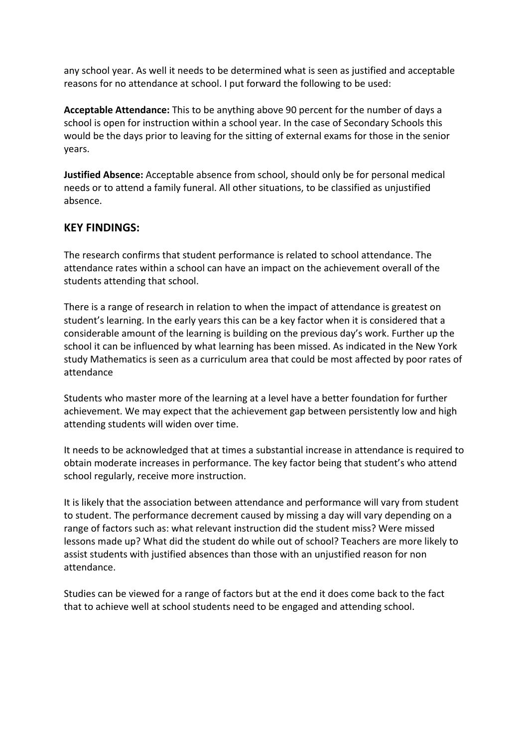any school year. As well it needs to be determined what is seen as justified and acceptable reasons for no attendance at school. I put forward the following to be used:

**Acceptable Attendance:** This to be anything above 90 percent for the number of days a school is open for instruction within a school year. In the case of Secondary Schools this would be the days prior to leaving for the sitting of external exams for those in the senior years.

**Justified Absence:** Acceptable absence from school, should only be for personal medical needs or to attend a family funeral. All other situations, to be classified as unjustified absence.

## KEY FINDINGS:

The research confirms that student performance is related to school attendance. The attendance rates within a school can have an impact on the achievement overall of the students attending that school.

There is a range of research in relation to when the impact of attendance is greatest on student's learning. In the early years this can be a key factor when it is considered that a considerable amount of the learning is building on the previous day's work. Further up the school it can be influenced by what learning has been missed. As indicated in the New York study Mathematics is seen as a curriculum area that could be most affected by poor rates of attendance

Students who master more of the learning at a level have a better foundation for further achievement. We may expect that the achievement gap between persistently low and high attending students will widen over time.

It needs to be acknowledged that at times a substantial increase in attendance is required to obtain moderate increases in performance. The key factor being that student's who attend school regularly, receive more instruction.

It is likely that the association between attendance and performance will vary from student to student. The performance decrement caused by missing a day will vary depending on a range of factors such as: what relevant instruction did the student miss? Were missed lessons made up? What did the student do while out of school? Teachers are more likely to assist students with justified absences than those with an unjustified reason for non attendance.

Studies can be viewed for a range of factors but at the end it does come back to the fact that to achieve well at school students need to be engaged and attending school.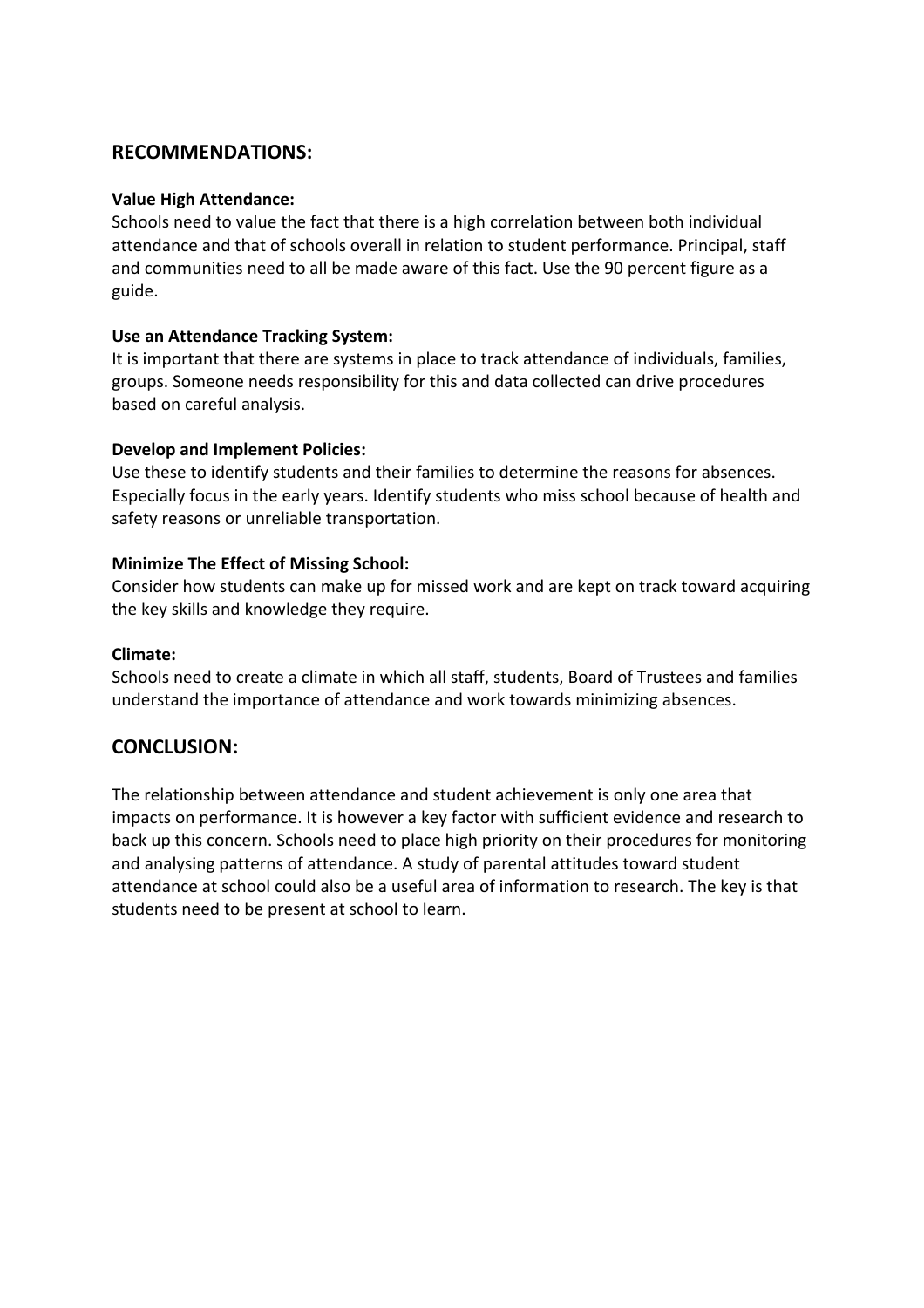## RECOMMENDATIONS:

**Value High Attendance:**
Schools need to value the fact that there is a high correlation between both individual attendance and that of schools overall in relation to student performance. Principal, staff and communities need to all be made aware of this fact. Use the 90 percent figure as a guide.

**Use an Attendance Tracking System:**
It is important that there are systems in place to track attendance of individuals, families, groups. Someone needs responsibility for this and data collected can drive procedures based on careful analysis.

**Develop and Implement Policies:**
Use these to identify students and their families to determine the reasons for absences. Especially focus in the early years. Identify students who miss school because of health and safety reasons or unreliable transportation.

**Minimize The Effect of Missing School:**
Consider how students can make up for missed work and are kept on track toward acquiring the key skills and knowledge they require.

**Climate:**
Schools need to create a climate in which all staff, students, Board of Trustees and families understand the importance of attendance and work towards minimizing absences.

## CONCLUSION:

The relationship between attendance and student achievement is only one area that impacts on performance. It is however a key factor with sufficient evidence and research to back up this concern. Schools need to place high priority on their procedures for monitoring and analysing patterns of attendance. A study of parental attitudes toward student attendance at school could also be a useful area of information to research. The key is that students need to be present at school to learn.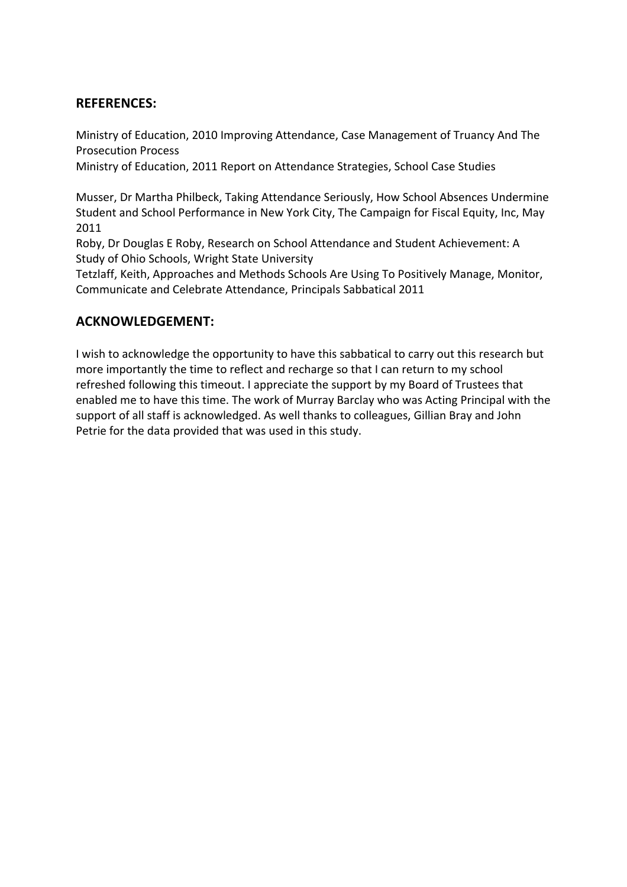## REFERENCES:

Ministry of Education, 2010 Improving Attendance, Case Management of Truancy And The Prosecution Process

Ministry of Education, 2011 Report on Attendance Strategies, School Case Studies

Musser, Dr Martha Philbeck, Taking Attendance Seriously, How School Absences Undermine Student and School Performance in New York City, The Campaign for Fiscal Equity, Inc, May 2011

Roby, Dr Douglas E Roby, Research on School Attendance and Student Achievement: A Study of Ohio Schools, Wright State University

Tetzlaff, Keith, Approaches and Methods Schools Are Using To Positively Manage, Monitor, Communicate and Celebrate Attendance, Principals Sabbatical 2011

## ACKNOWLEDGEMENT:

I wish to acknowledge the opportunity to have this sabbatical to carry out this research but more importantly the time to reflect and recharge so that I can return to my school refreshed following this timeout. I appreciate the support by my Board of Trustees that enabled me to have this time. The work of Murray Barclay who was Acting Principal with the support of all staff is acknowledged. As well thanks to colleagues, Gillian Bray and John Petrie for the data provided that was used in this study.